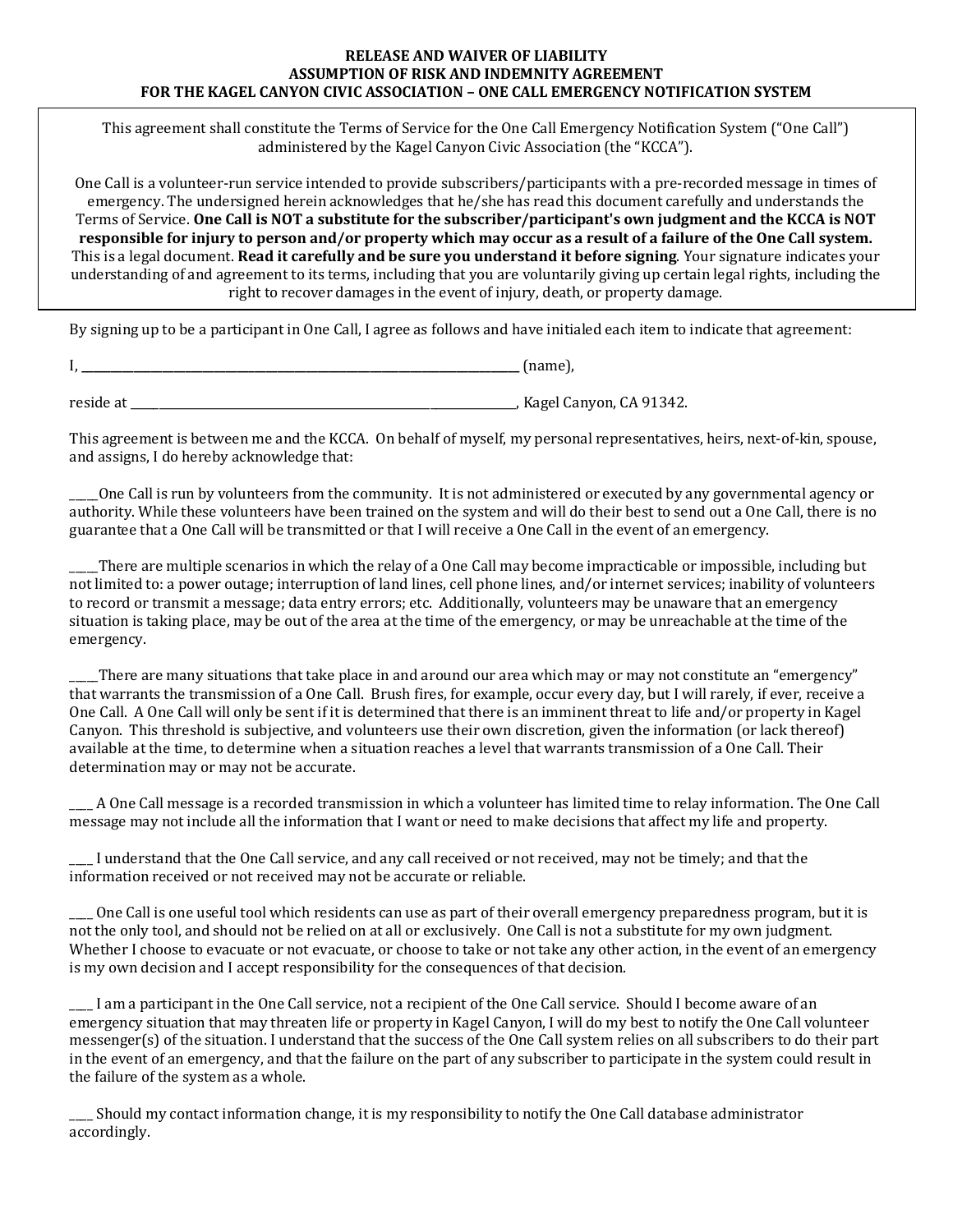**RELEASE AND WAIVER OF LIABILITY**
**ASSUMPTION OF RISK AND INDEMNITY AGREEMENT**
**FOR THE KAGEL CANYON CIVIC ASSOCIATION – ONE CALL EMERGENCY NOTIFICATION SYSTEM**

This agreement shall constitute the Terms of Service for the One Call Emergency Notification System ("One Call") administered by the Kagel Canyon Civic Association (the "KCCA").

One Call is a volunteer-run service intended to provide subscribers/participants with a pre-recorded message in times of emergency. The undersigned herein acknowledges that he/she has read this document carefully and understands the Terms of Service. **One Call is NOT a substitute for the subscriber/participant's own judgment and the KCCA is NOT responsible for injury to person and/or property which may occur as a result of a failure of the One Call system.** This is a legal document. **Read it carefully and be sure you understand it before signing**. Your signature indicates your understanding of and agreement to its terms, including that you are voluntarily giving up certain legal rights, including the right to recover damages in the event of injury, death, or property damage.

By signing up to be a participant in One Call, I agree as follows and have initialed each item to indicate that agreement:

I, ______________________________________________________________ (name),

reside at ______________________________________________________, Kagel Canyon, CA 91342.

This agreement is between me and the KCCA. On behalf of myself, my personal representatives, heirs, next-of-kin, spouse, and assigns, I do hereby acknowledge that:

_____One Call is run by volunteers from the community. It is not administered or executed by any governmental agency or authority. While these volunteers have been trained on the system and will do their best to send out a One Call, there is no guarantee that a One Call will be transmitted or that I will receive a One Call in the event of an emergency.

_____There are multiple scenarios in which the relay of a One Call may become impracticable or impossible, including but not limited to: a power outage; interruption of land lines, cell phone lines, and/or internet services; inability of volunteers to record or transmit a message; data entry errors; etc. Additionally, volunteers may be unaware that an emergency situation is taking place, may be out of the area at the time of the emergency, or may be unreachable at the time of the emergency.

_____There are many situations that take place in and around our area which may or may not constitute an "emergency" that warrants the transmission of a One Call. Brush fires, for example, occur every day, but I will rarely, if ever, receive a One Call. A One Call will only be sent if it is determined that there is an imminent threat to life and/or property in Kagel Canyon. This threshold is subjective, and volunteers use their own discretion, given the information (or lack thereof) available at the time, to determine when a situation reaches a level that warrants transmission of a One Call. Their determination may or may not be accurate.

____ A One Call message is a recorded transmission in which a volunteer has limited time to relay information. The One Call message may not include all the information that I want or need to make decisions that affect my life and property.

____ I understand that the One Call service, and any call received or not received, may not be timely; and that the information received or not received may not be accurate or reliable.

____ One Call is one useful tool which residents can use as part of their overall emergency preparedness program, but it is not the only tool, and should not be relied on at all or exclusively. One Call is not a substitute for my own judgment. Whether I choose to evacuate or not evacuate, or choose to take or not take any other action, in the event of an emergency is my own decision and I accept responsibility for the consequences of that decision.

____ I am a participant in the One Call service, not a recipient of the One Call service. Should I become aware of an emergency situation that may threaten life or property in Kagel Canyon, I will do my best to notify the One Call volunteer messenger(s) of the situation. I understand that the success of the One Call system relies on all subscribers to do their part in the event of an emergency, and that the failure on the part of any subscriber to participate in the system could result in the failure of the system as a whole.

____ Should my contact information change, it is my responsibility to notify the One Call database administrator accordingly.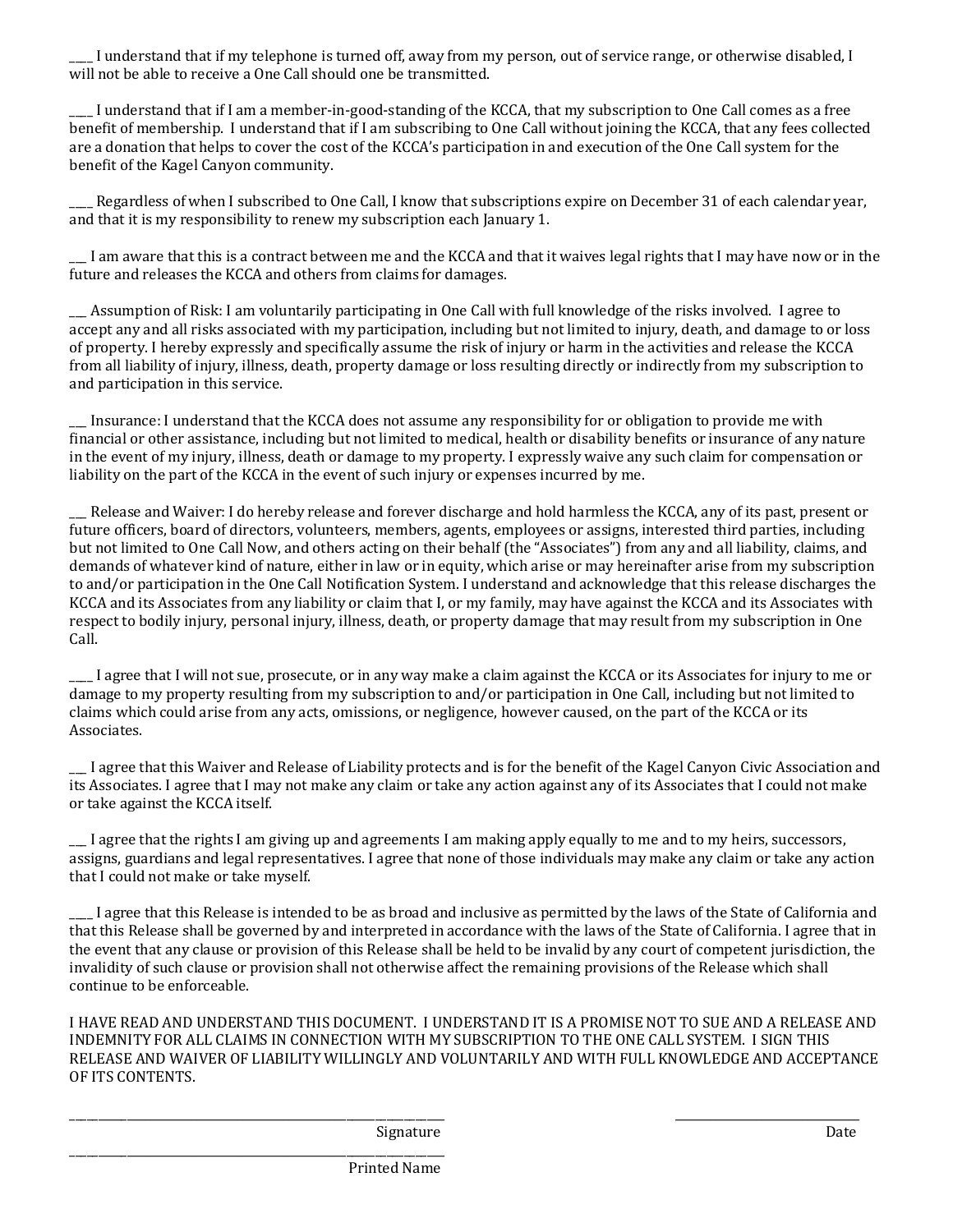____ I understand that if my telephone is turned off, away from my person, out of service range, or otherwise disabled, I will not be able to receive a One Call should one be transmitted.

____ I understand that if I am a member-in-good-standing of the KCCA, that my subscription to One Call comes as a free benefit of membership. I understand that if I am subscribing to One Call without joining the KCCA, that any fees collected are a donation that helps to cover the cost of the KCCA's participation in and execution of the One Call system for the benefit of the Kagel Canyon community.

____ Regardless of when I subscribed to One Call, I know that subscriptions expire on December 31 of each calendar year, and that it is my responsibility to renew my subscription each January 1.

___ I am aware that this is a contract between me and the KCCA and that it waives legal rights that I may have now or in the future and releases the KCCA and others from claims for damages.

___ Assumption of Risk: I am voluntarily participating in One Call with full knowledge of the risks involved. I agree to accept any and all risks associated with my participation, including but not limited to injury, death, and damage to or loss of property. I hereby expressly and specifically assume the risk of injury or harm in the activities and release the KCCA from all liability of injury, illness, death, property damage or loss resulting directly or indirectly from my subscription to and participation in this service.

___ Insurance: I understand that the KCCA does not assume any responsibility for or obligation to provide me with financial or other assistance, including but not limited to medical, health or disability benefits or insurance of any nature in the event of my injury, illness, death or damage to my property. I expressly waive any such claim for compensation or liability on the part of the KCCA in the event of such injury or expenses incurred by me.

___ Release and Waiver: I do hereby release and forever discharge and hold harmless the KCCA, any of its past, present or future officers, board of directors, volunteers, members, agents, employees or assigns, interested third parties, including but not limited to One Call Now, and others acting on their behalf (the "Associates") from any and all liability, claims, and demands of whatever kind of nature, either in law or in equity, which arise or may hereinafter arise from my subscription to and/or participation in the One Call Notification System. I understand and acknowledge that this release discharges the KCCA and its Associates from any liability or claim that I, or my family, may have against the KCCA and its Associates with respect to bodily injury, personal injury, illness, death, or property damage that may result from my subscription in One Call.

____ I agree that I will not sue, prosecute, or in any way make a claim against the KCCA or its Associates for injury to me or damage to my property resulting from my subscription to and/or participation in One Call, including but not limited to claims which could arise from any acts, omissions, or negligence, however caused, on the part of the KCCA or its Associates.

___ I agree that this Waiver and Release of Liability protects and is for the benefit of the Kagel Canyon Civic Association and its Associates. I agree that I may not make any claim or take any action against any of its Associates that I could not make or take against the KCCA itself.

___ I agree that the rights I am giving up and agreements I am making apply equally to me and to my heirs, successors, assigns, guardians and legal representatives. I agree that none of those individuals may make any claim or take any action that I could not make or take myself.

____ I agree that this Release is intended to be as broad and inclusive as permitted by the laws of the State of California and that this Release shall be governed by and interpreted in accordance with the laws of the State of California. I agree that in the event that any clause or provision of this Release shall be held to be invalid by any court of competent jurisdiction, the invalidity of such clause or provision shall not otherwise affect the remaining provisions of the Release which shall continue to be enforceable.

I HAVE READ AND UNDERSTAND THIS DOCUMENT. I UNDERSTAND IT IS A PROMISE NOT TO SUE AND A RELEASE AND INDEMNITY FOR ALL CLAIMS IN CONNECTION WITH MY SUBSCRIPTION TO THE ONE CALL SYSTEM. I SIGN THIS RELEASE AND WAIVER OF LIABILITY WILLINGLY AND VOLUNTARILY AND WITH FULL KNOWLEDGE AND ACCEPTANCE OF ITS CONTENTS.

______________________________________________ Signature

______________________________ Date

______________________________________________ Printed Name